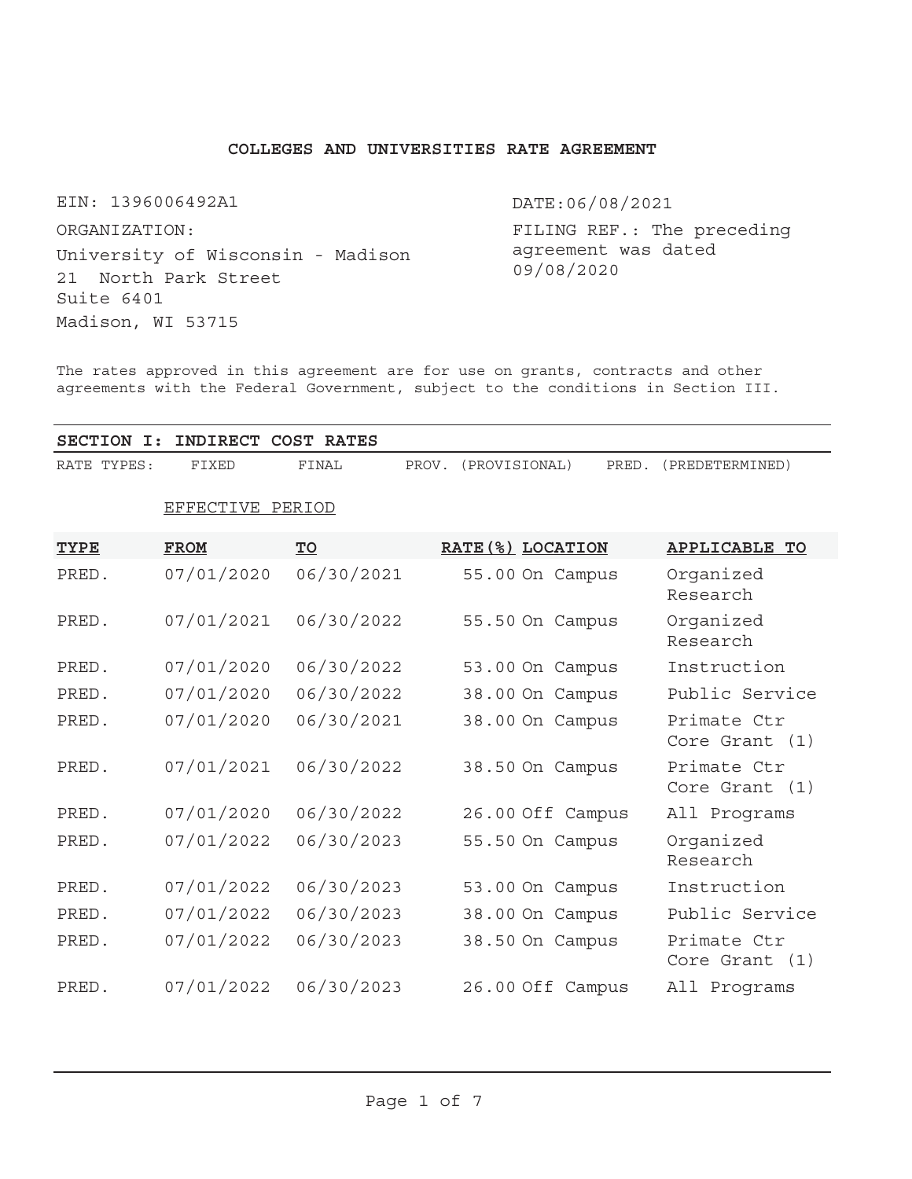**COLLEGES AND UNIVERSITIES RATE AGREEMENT**

EIN: 1396006492A1

ORGANIZATION:
University of Wisconsin - Madison
21 North Park Street
Suite 6401
Madison, WI 53715

DATE:06/08/2021

FILING REF.: The preceding agreement was dated 09/08/2020

The rates approved in this agreement are for use on grants, contracts and other agreements with the Federal Government, subject to the conditions in Section III.

**SECTION I: INDIRECT COST RATES**

RATE TYPES: FIXED FINAL PROV. (PROVISIONAL) PRED. (PREDETERMINED)

| | EFFECTIVE PERIOD | | | | |
|---|---|---|---|---|---|
| **TYPE** | **FROM** | **TO** | **RATE(%)** | **LOCATION** | **APPLICABLE TO** |
| PRED. | 07/01/2020 | 06/30/2021 | 55.00 | On Campus | Organized Research |
| PRED. | 07/01/2021 | 06/30/2022 | 55.50 | On Campus | Organized Research |
| PRED. | 07/01/2020 | 06/30/2022 | 53.00 | On Campus | Instruction |
| PRED. | 07/01/2020 | 06/30/2022 | 38.00 | On Campus | Public Service |
| PRED. | 07/01/2020 | 06/30/2021 | 38.00 | On Campus | Primate Ctr Core Grant (1) |
| PRED. | 07/01/2021 | 06/30/2022 | 38.50 | On Campus | Primate Ctr Core Grant (1) |
| PRED. | 07/01/2020 | 06/30/2022 | 26.00 | Off Campus | All Programs |
| PRED. | 07/01/2022 | 06/30/2023 | 55.50 | On Campus | Organized Research |
| PRED. | 07/01/2022 | 06/30/2023 | 53.00 | On Campus | Instruction |
| PRED. | 07/01/2022 | 06/30/2023 | 38.00 | On Campus | Public Service |
| PRED. | 07/01/2022 | 06/30/2023 | 38.50 | On Campus | Primate Ctr Core Grant (1) |
| PRED. | 07/01/2022 | 06/30/2023 | 26.00 | Off Campus | All Programs |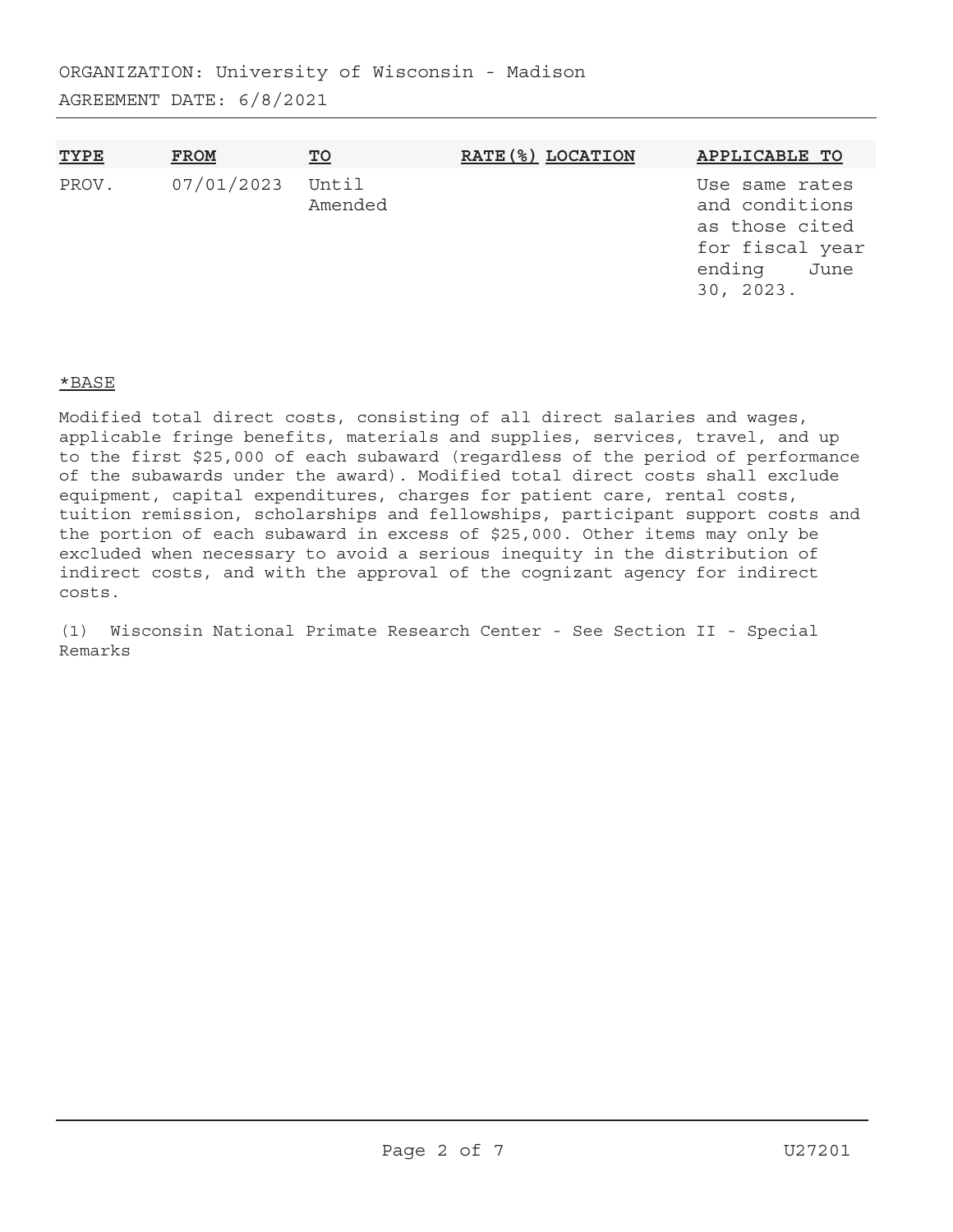ORGANIZATION: University of Wisconsin - Madison

AGREEMENT DATE: 6/8/2021

| TYPE | FROM | TO | RATE(%) | LOCATION | APPLICABLE TO |
|---|---|---|---|---|---|
| PROV. | 07/01/2023 | Until Amended | | | Use same rates and conditions as those cited for fiscal year ending June 30, 2023. |

*BASE

Modified total direct costs, consisting of all direct salaries and wages, applicable fringe benefits, materials and supplies, services, travel, and up to the first $25,000 of each subaward (regardless of the period of performance of the subawards under the award). Modified total direct costs shall exclude equipment, capital expenditures, charges for patient care, rental costs, tuition remission, scholarships and fellowships, participant support costs and the portion of each subaward in excess of $25,000. Other items may only be excluded when necessary to avoid a serious inequity in the distribution of indirect costs, and with the approval of the cognizant agency for indirect costs.

(1) Wisconsin National Primate Research Center - See Section II - Special Remarks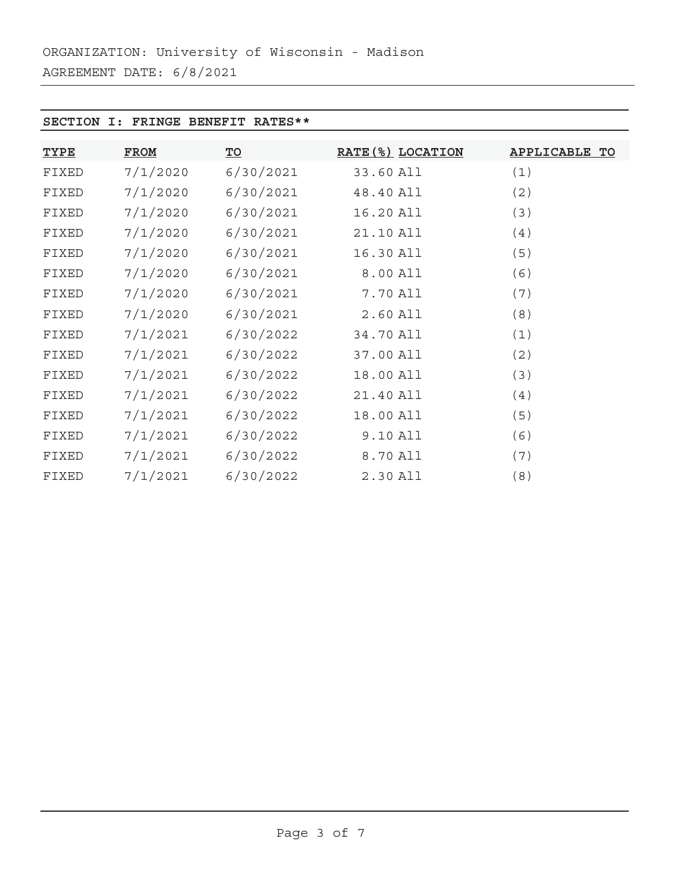ORGANIZATION: University of Wisconsin - Madison

AGREEMENT DATE: 6/8/2021

## SECTION I: FRINGE BENEFIT RATES**

| TYPE | FROM | TO | RATE(%) | LOCATION | APPLICABLE TO |
|---|---|---|---|---|---|
| FIXED | 7/1/2020 | 6/30/2021 | 33.60 | All | (1) |
| FIXED | 7/1/2020 | 6/30/2021 | 48.40 | All | (2) |
| FIXED | 7/1/2020 | 6/30/2021 | 16.20 | All | (3) |
| FIXED | 7/1/2020 | 6/30/2021 | 21.10 | All | (4) |
| FIXED | 7/1/2020 | 6/30/2021 | 16.30 | All | (5) |
| FIXED | 7/1/2020 | 6/30/2021 | 8.00 | All | (6) |
| FIXED | 7/1/2020 | 6/30/2021 | 7.70 | All | (7) |
| FIXED | 7/1/2020 | 6/30/2021 | 2.60 | All | (8) |
| FIXED | 7/1/2021 | 6/30/2022 | 34.70 | All | (1) |
| FIXED | 7/1/2021 | 6/30/2022 | 37.00 | All | (2) |
| FIXED | 7/1/2021 | 6/30/2022 | 18.00 | All | (3) |
| FIXED | 7/1/2021 | 6/30/2022 | 21.40 | All | (4) |
| FIXED | 7/1/2021 | 6/30/2022 | 18.00 | All | (5) |
| FIXED | 7/1/2021 | 6/30/2022 | 9.10 | All | (6) |
| FIXED | 7/1/2021 | 6/30/2022 | 8.70 | All | (7) |
| FIXED | 7/1/2021 | 6/30/2022 | 2.30 | All | (8) |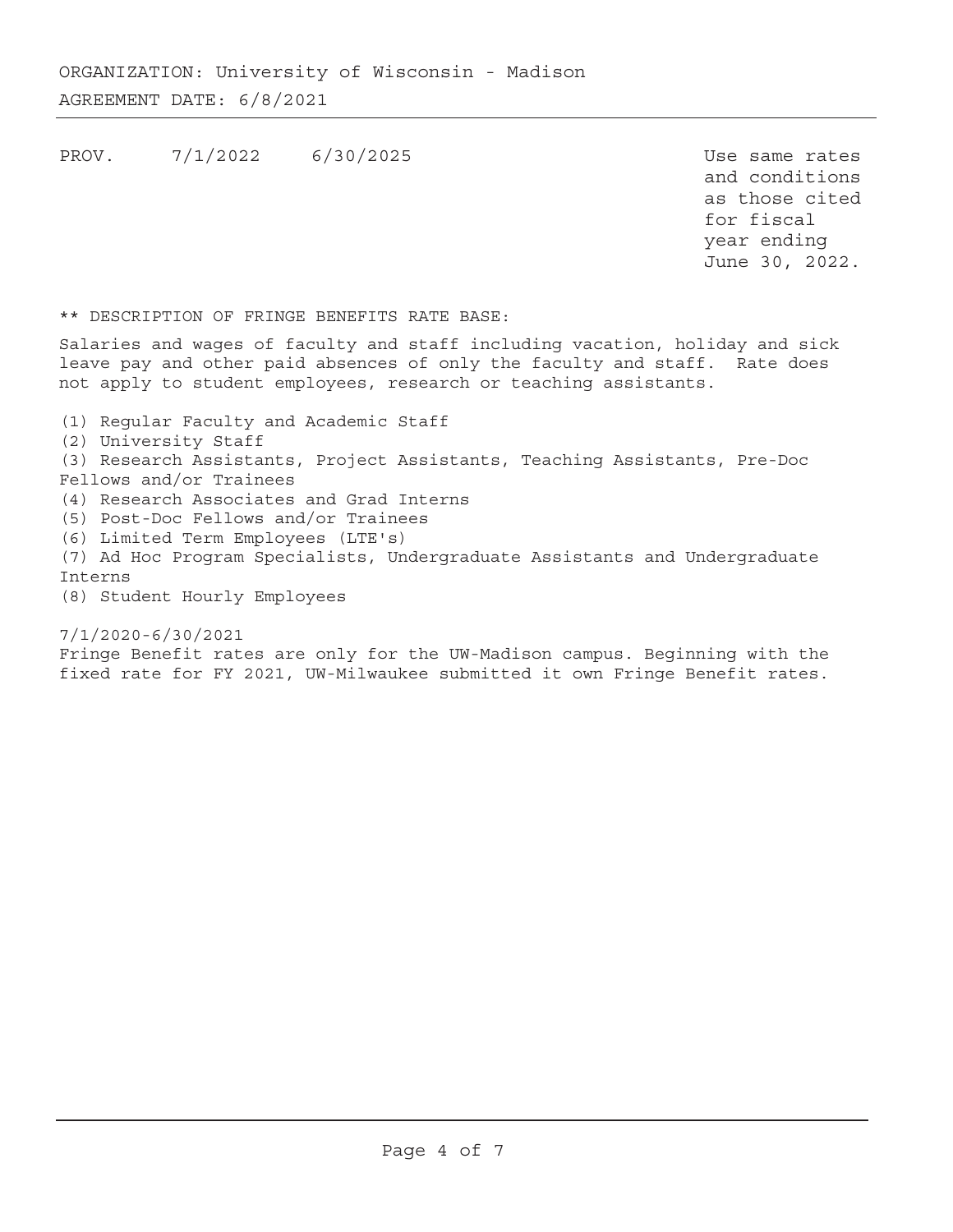ORGANIZATION: University of Wisconsin - Madison

AGREEMENT DATE: 6/8/2021

| | | | |
|---|---|---|---|
| PROV. | 7/1/2022 | 6/30/2025 | Use same rates and conditions as those cited for fiscal year ending June 30, 2022. |

** DESCRIPTION OF FRINGE BENEFITS RATE BASE:

Salaries and wages of faculty and staff including vacation, holiday and sick leave pay and other paid absences of only the faculty and staff. Rate does not apply to student employees, research or teaching assistants.

(1) Regular Faculty and Academic Staff
(2) University Staff
(3) Research Assistants, Project Assistants, Teaching Assistants, Pre-Doc Fellows and/or Trainees
(4) Research Associates and Grad Interns
(5) Post-Doc Fellows and/or Trainees
(6) Limited Term Employees (LTE's)
(7) Ad Hoc Program Specialists, Undergraduate Assistants and Undergraduate Interns
(8) Student Hourly Employees

7/1/2020-6/30/2021
Fringe Benefit rates are only for the UW-Madison campus. Beginning with the fixed rate for FY 2021, UW-Milwaukee submitted it own Fringe Benefit rates.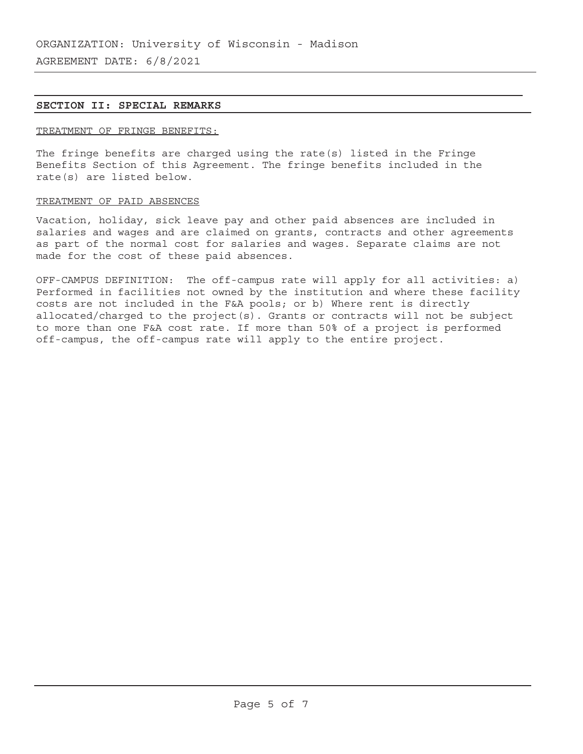ORGANIZATION: University of Wisconsin - Madison

AGREEMENT DATE: 6/8/2021

## SECTION II: SPECIAL REMARKS

TREATMENT OF FRINGE BENEFITS:

The fringe benefits are charged using the rate(s) listed in the Fringe Benefits Section of this Agreement. The fringe benefits included in the rate(s) are listed below.

TREATMENT OF PAID ABSENCES

Vacation, holiday, sick leave pay and other paid absences are included in salaries and wages and are claimed on grants, contracts and other agreements as part of the normal cost for salaries and wages. Separate claims are not made for the cost of these paid absences.

OFF-CAMPUS DEFINITION: The off-campus rate will apply for all activities: a) Performed in facilities not owned by the institution and where these facility costs are not included in the F&A pools; or b) Where rent is directly allocated/charged to the project(s). Grants or contracts will not be subject to more than one F&A cost rate. If more than 50% of a project is performed off-campus, the off-campus rate will apply to the entire project.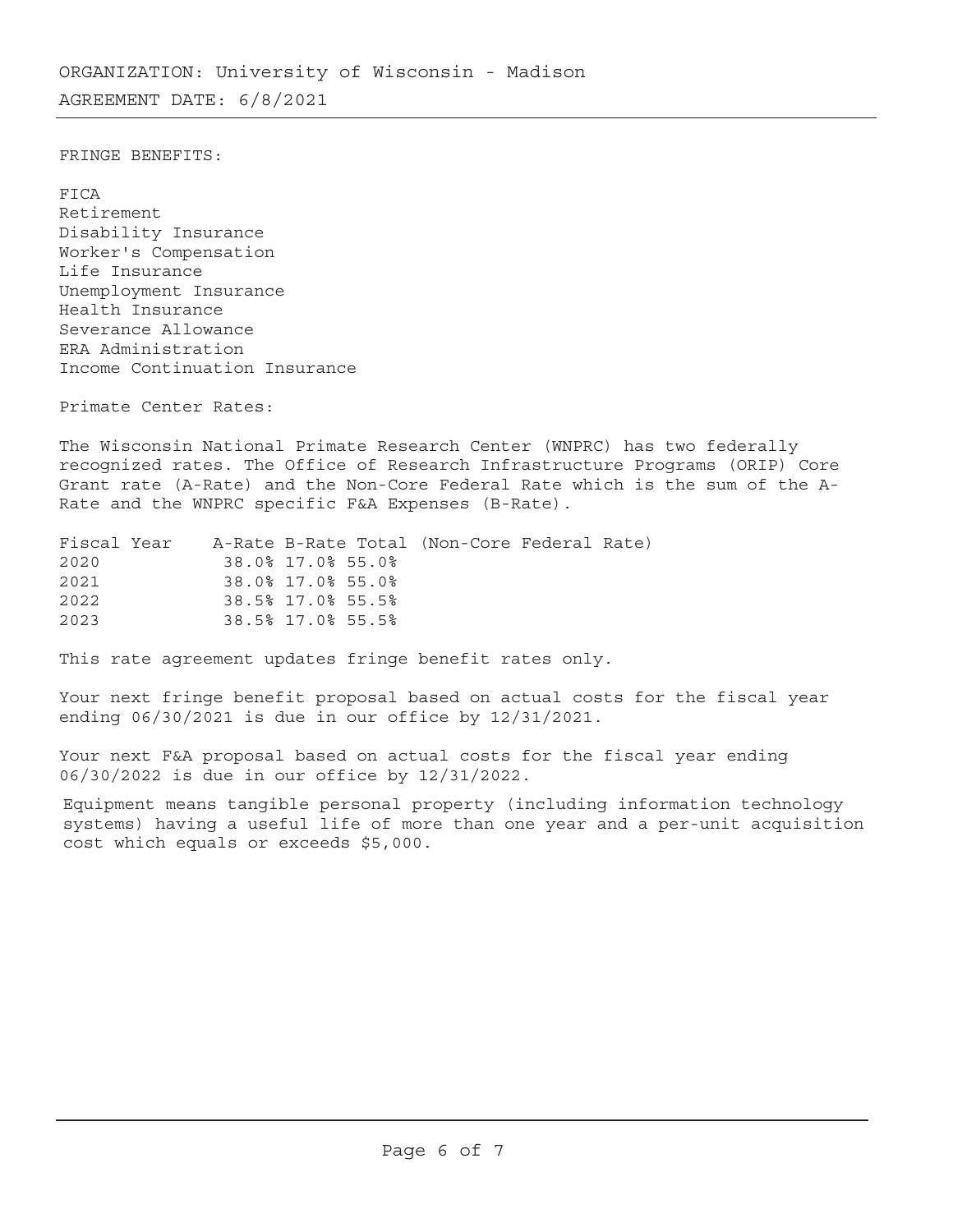ORGANIZATION: University of Wisconsin - Madison

AGREEMENT DATE: 6/8/2021

FRINGE BENEFITS:

FICA
Retirement
Disability Insurance
Worker's Compensation
Life Insurance
Unemployment Insurance
Health Insurance
Severance Allowance
ERA Administration
Income Continuation Insurance

Primate Center Rates:

The Wisconsin National Primate Research Center (WNPRC) has two federally recognized rates. The Office of Research Infrastructure Programs (ORIP) Core Grant rate (A-Rate) and the Non-Core Federal Rate which is the sum of the A-Rate and the WNPRC specific F&A Expenses (B-Rate).

| Fiscal Year | A-Rate | B-Rate | Total (Non-Core Federal Rate) |
|---|---|---|---|
| 2020 | 38.0% | 17.0% | 55.0% |
| 2021 | 38.0% | 17.0% | 55.0% |
| 2022 | 38.5% | 17.0% | 55.5% |
| 2023 | 38.5% | 17.0% | 55.5% |

This rate agreement updates fringe benefit rates only.

Your next fringe benefit proposal based on actual costs for the fiscal year ending 06/30/2021 is due in our office by 12/31/2021.

Your next F&A proposal based on actual costs for the fiscal year ending 06/30/2022 is due in our office by 12/31/2022.

Equipment means tangible personal property (including information technology systems) having a useful life of more than one year and a per-unit acquisition cost which equals or exceeds $5,000.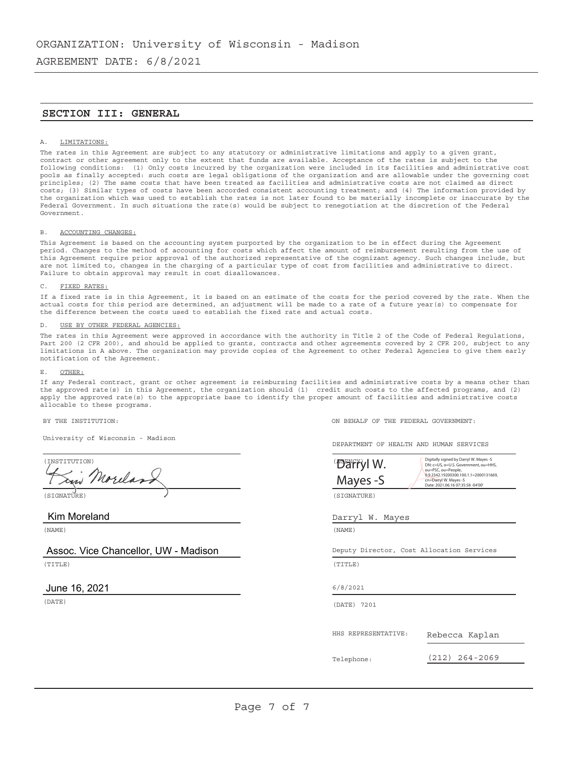ORGANIZATION: University of Wisconsin - Madison

AGREEMENT DATE: 6/8/2021

## SECTION III: GENERAL

A. LIMITATIONS:

The rates in this Agreement are subject to any statutory or administrative limitations and apply to a given grant, contract or other agreement only to the extent that funds are available. Acceptance of the rates is subject to the following conditions: (1) Only costs incurred by the organization were included in its facilities and administrative cost pools as finally accepted: such costs are legal obligations of the organization and are allowable under the governing cost principles; (2) The same costs that have been treated as facilities and administrative costs are not claimed as direct costs; (3) Similar types of costs have been accorded consistent accounting treatment; and (4) The information provided by the organization which was used to establish the rates is not later found to be materially incomplete or inaccurate by the Federal Government. In such situations the rate(s) would be subject to renegotiation at the discretion of the Federal Government.

B. ACCOUNTING CHANGES:

This Agreement is based on the accounting system purported by the organization to be in effect during the Agreement period. Changes to the method of accounting for costs which affect the amount of reimbursement resulting from the use of this Agreement require prior approval of the authorized representative of the cognizant agency. Such changes include, but are not limited to, changes in the charging of a particular type of cost from facilities and administrative to direct. Failure to obtain approval may result in cost disallowances.

C. FIXED RATES:

If a fixed rate is in this Agreement, it is based on an estimate of the costs for the period covered by the rate. When the actual costs for this period are determined, an adjustment will be made to a rate of a future year(s) to compensate for the difference between the costs used to establish the fixed rate and actual costs.

D. USE BY OTHER FEDERAL AGENCIES:

The rates in this Agreement were approved in accordance with the authority in Title 2 of the Code of Federal Regulations, Part 200 (2 CFR 200), and should be applied to grants, contracts and other agreements covered by 2 CFR 200, subject to any limitations in A above. The organization may provide copies of the Agreement to other Federal Agencies to give them early notification of the Agreement.

E. OTHER:

If any Federal contract, grant or other agreement is reimbursing facilities and administrative costs by a means other than the approved rate(s) in this Agreement, the organization should (1) credit such costs to the affected programs, and (2) apply the approved rate(s) to the appropriate base to identify the proper amount of facilities and administrative costs allocable to these programs.

BY THE INSTITUTION:

University of Wisconsin - Madison

(INSTITUTION)

Kim Moreland

(SIGNATURE)

Kim Moreland

(NAME)

Assoc. Vice Chancellor, UW - Madison

(TITLE)

June 16, 2021

(DATE)

ON BEHALF OF THE FEDERAL GOVERNMENT:

DEPARTMENT OF HEALTH AND HUMAN SERVICES

(AGENCY)

Darryl W. Mayes -S

Digitally signed by Darryl W. Mayes -S
DN: c=US, o=U.S. Government, ou=HHS, ou=PSC, ou=People, 0.9.2342.19200300.100.1.1=2000131669, cn=Darryl W. Mayes -S
Date: 2021.06.16 07:35:58 -04'00'

(SIGNATURE)

Darryl W. Mayes

(NAME)

Deputy Director, Cost Allocation Services

(TITLE)

6/8/2021

(DATE) 7201

HHS REPRESENTATIVE: Rebecca Kaplan

Telephone: (212) 264-2069